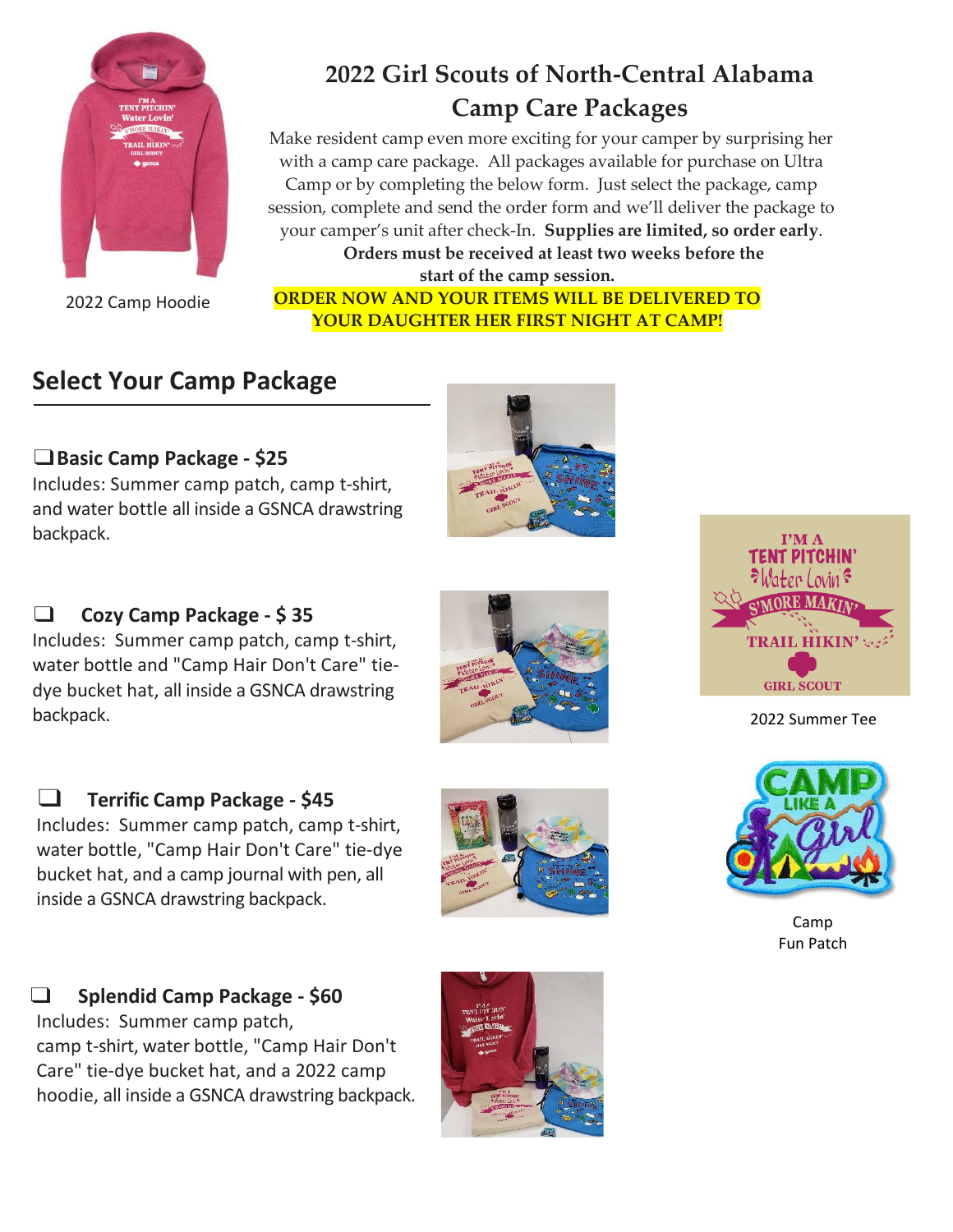# 2022 Girl Scouts of North-Central Alabama Camp Care Packages

Make resident camp even more exciting for your camper by surprising her with a camp care package. All packages available for purchase on Ultra Camp or by completing the below form. Just select the package, camp session, complete and send the order form and we'll deliver the package to your camper's unit after check-In. **Supplies are limited, so order early**.

**Orders must be received at least two weeks before the start of the camp session.**

**ORDER NOW AND YOUR ITEMS WILL BE DELIVERED TO YOUR DAUGHTER HER FIRST NIGHT AT CAMP!**

2022 Camp Hoodie

## Select Your Camp Package

❑ **Basic Camp Package - $25**

Includes: Summer camp patch, camp t-shirt, and water bottle all inside a GSNCA drawstring backpack.

❑ **Cozy Camp Package - $ 35**

Includes: Summer camp patch, camp t-shirt, water bottle and "Camp Hair Don't Care" tie-dye bucket hat, all inside a GSNCA drawstring backpack.

❑ **Terrific Camp Package - $45**

Includes: Summer camp patch, camp t-shirt, water bottle, "Camp Hair Don't Care" tie-dye bucket hat, and a camp journal with pen, all inside a GSNCA drawstring backpack.

❑ **Splendid Camp Package - $60**

Includes: Summer camp patch, camp t-shirt, water bottle, "Camp Hair Don't Care" tie-dye bucket hat, and a 2022 camp hoodie, all inside a GSNCA drawstring backpack.

2022 Summer Tee

Camp Fun Patch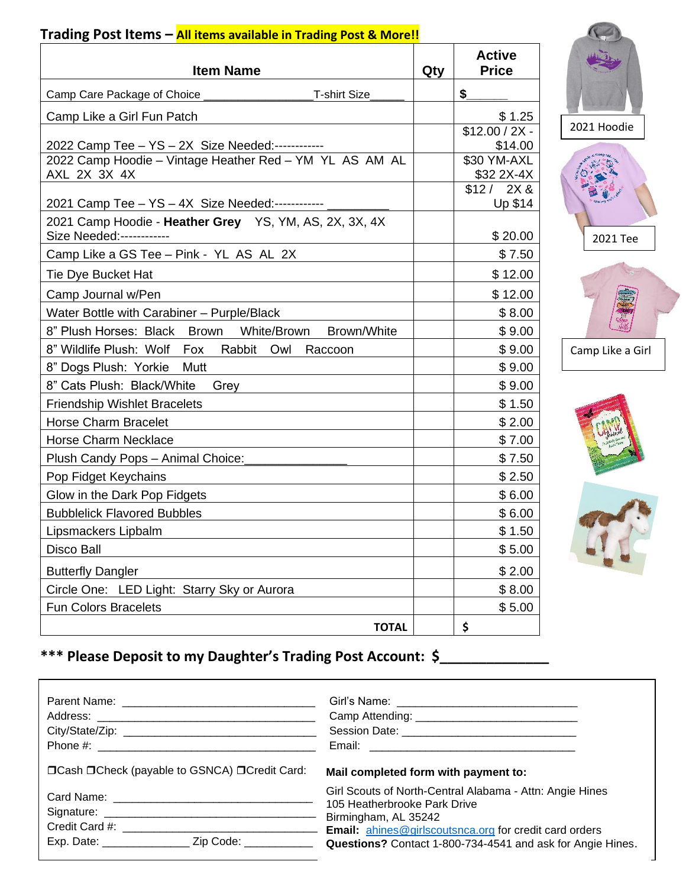## Trading Post Items – All items available in Trading Post & More!!

| Item Name | Qty | Active Price |
|---|---|---|
| Camp Care Package of Choice _________________ T-shirt Size______ | | $_______ |
| Camp Like a Girl Fun Patch | | $ 1.25 |
| 2022 Camp Tee – YS – 2X Size Needed:------------ | | $12.00 / 2X - $14.00 |
| 2022 Camp Hoodie – Vintage Heather Red – YM YL AS AM AL AXL 2X 3X 4X | | $30 YM-AXL $32 2X-4X |
| 2021 Camp Tee – YS – 4X Size Needed:------------ _________ | | $12 / 2X & Up $14 |
| 2021 Camp Hoodie - **Heather Grey** YS, YM, AS, 2X, 3X, 4X Size Needed:------------ | | $ 20.00 |
| Camp Like a GS Tee – Pink - YL AS AL 2X | | $ 7.50 |
| Tie Dye Bucket Hat | | $ 12.00 |
| Camp Journal w/Pen | | $ 12.00 |
| Water Bottle with Carabiner – Purple/Black | | $ 8.00 |
| 8" Plush Horses: Black Brown White/Brown Brown/White | | $ 9.00 |
| 8" Wildlife Plush: Wolf Fox Rabbit Owl Raccoon | | $ 9.00 |
| 8" Dogs Plush: Yorkie Mutt | | $ 9.00 |
| 8" Cats Plush: Black/White Grey | | $ 9.00 |
| Friendship Wishlet Bracelets | | $ 1.50 |
| Horse Charm Bracelet | | $ 2.00 |
| Horse Charm Necklace | | $ 7.00 |
| Plush Candy Pops – Animal Choice:_______________ | | $ 7.50 |
| Pop Fidget Keychains | | $ 2.50 |
| Glow in the Dark Pop Fidgets | | $ 6.00 |
| Bubblelick Flavored Bubbles | | $ 6.00 |
| Lipsmackers Lipbalm | | $ 1.50 |
| Disco Ball | | $ 5.00 |
| Butterfly Dangler | | $ 2.00 |
| Circle One: LED Light: Starry Sky or Aurora | | $ 8.00 |
| Fun Colors Bracelets | | $ 5.00 |
| **TOTAL** | | $ |

2021 Hoodie

2021 Tee

Camp Like a Girl

### *** Please Deposit to my Daughter's Trading Post Account: $______________

Parent Name: ________________________________
Address: ________________________________
City/State/Zip: ________________________________
Phone #: ________________________________

❒Cash ❒Check (payable to GSNCA) ❒Credit Card:

Card Name: ________________________________
Signature: ________________________________
Credit Card #: ________________________________
Exp. Date: ______________ Zip Code: ___________

Girl's Name: ______________________________
Camp Attending: ______________________________
Session Date: ______________________________
Email: ______________________________

**Mail completed form with payment to:**

Girl Scouts of North-Central Alabama - Attn: Angie Hines
105 Heatherbrooke Park Drive
Birmingham, AL 35242
**Email:** ahines@girlscoutsnca.org for credit card orders
**Questions?** Contact 1-800-734-4541 and ask for Angie Hines.